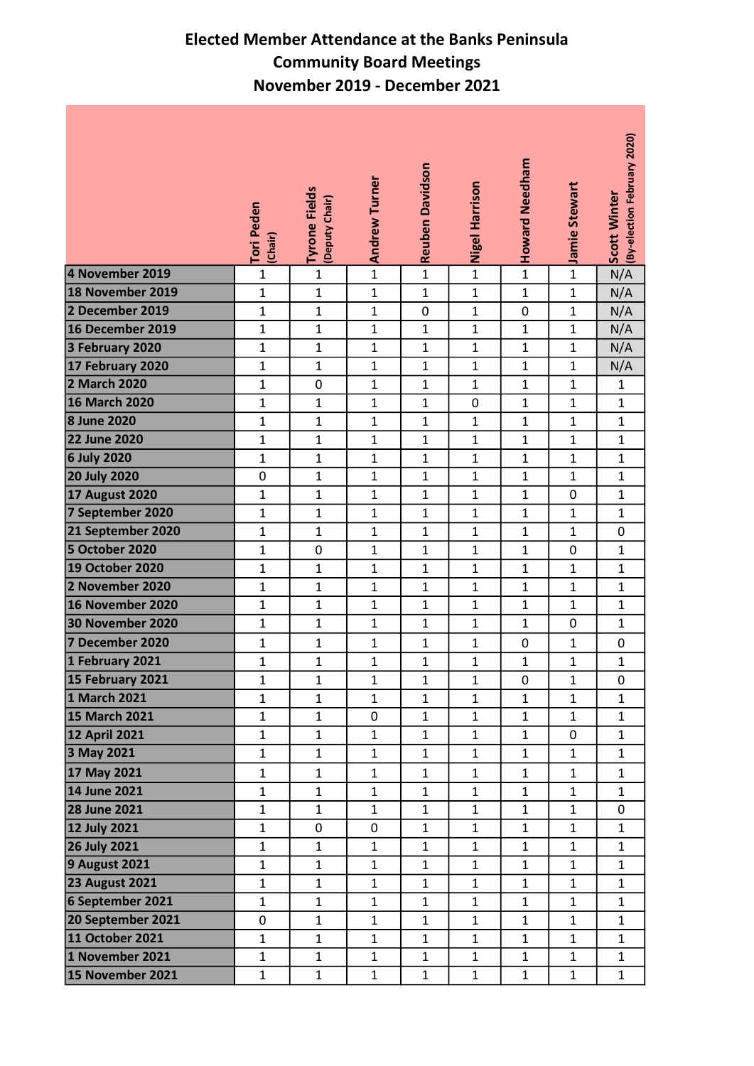# Elected Member Attendance at the Banks Peninsula Community Board Meetings November 2019 - December 2021

| | Tori Peden (Chair) | Tyrone Fields (Deputy Chair) | Andrew Turner | Reuben Davidson | Nigel Harrison | Howard Needham | Jamie Stewart | Scott Winter (By-election February 2020) |
|---|---|---|---|---|---|---|---|---|
| 4 November 2019 | 1 | 1 | 1 | 1 | 1 | 1 | 1 | N/A |
| 18 November 2019 | 1 | 1 | 1 | 1 | 1 | 1 | 1 | N/A |
| 2 December 2019 | 1 | 1 | 1 | 0 | 1 | 0 | 1 | N/A |
| 16 December 2019 | 1 | 1 | 1 | 1 | 1 | 1 | 1 | N/A |
| 3 February 2020 | 1 | 1 | 1 | 1 | 1 | 1 | 1 | N/A |
| 17 February 2020 | 1 | 1 | 1 | 1 | 1 | 1 | 1 | N/A |
| 2 March 2020 | 1 | 0 | 1 | 1 | 1 | 1 | 1 | 1 |
| 16 March 2020 | 1 | 1 | 1 | 1 | 0 | 1 | 1 | 1 |
| 8 June 2020 | 1 | 1 | 1 | 1 | 1 | 1 | 1 | 1 |
| 22 June 2020 | 1 | 1 | 1 | 1 | 1 | 1 | 1 | 1 |
| 6 July 2020 | 1 | 1 | 1 | 1 | 1 | 1 | 1 | 1 |
| 20 July 2020 | 0 | 1 | 1 | 1 | 1 | 1 | 1 | 1 |
| 17 August 2020 | 1 | 1 | 1 | 1 | 1 | 1 | 0 | 1 |
| 7 September 2020 | 1 | 1 | 1 | 1 | 1 | 1 | 1 | 1 |
| 21 September 2020 | 1 | 1 | 1 | 1 | 1 | 1 | 1 | 0 |
| 5 October 2020 | 1 | 0 | 1 | 1 | 1 | 1 | 0 | 1 |
| 19 October 2020 | 1 | 1 | 1 | 1 | 1 | 1 | 1 | 1 |
| 2 November 2020 | 1 | 1 | 1 | 1 | 1 | 1 | 1 | 1 |
| 16 November 2020 | 1 | 1 | 1 | 1 | 1 | 1 | 1 | 1 |
| 30 November 2020 | 1 | 1 | 1 | 1 | 1 | 1 | 0 | 1 |
| 7 December 2020 | 1 | 1 | 1 | 1 | 1 | 0 | 1 | 0 |
| 1 February 2021 | 1 | 1 | 1 | 1 | 1 | 1 | 1 | 1 |
| 15 February 2021 | 1 | 1 | 1 | 1 | 1 | 0 | 1 | 0 |
| 1 March 2021 | 1 | 1 | 1 | 1 | 1 | 1 | 1 | 1 |
| 15 March 2021 | 1 | 1 | 0 | 1 | 1 | 1 | 1 | 1 |
| 12 April 2021 | 1 | 1 | 1 | 1 | 1 | 1 | 0 | 1 |
| 3 May 2021 | 1 | 1 | 1 | 1 | 1 | 1 | 1 | 1 |
| 17 May 2021 | 1 | 1 | 1 | 1 | 1 | 1 | 1 | 1 |
| 14 June 2021 | 1 | 1 | 1 | 1 | 1 | 1 | 1 | 1 |
| 28 June 2021 | 1 | 1 | 1 | 1 | 1 | 1 | 1 | 0 |
| 12 July 2021 | 1 | 0 | 0 | 1 | 1 | 1 | 1 | 1 |
| 26 July 2021 | 1 | 1 | 1 | 1 | 1 | 1 | 1 | 1 |
| 9 August 2021 | 1 | 1 | 1 | 1 | 1 | 1 | 1 | 1 |
| 23 August 2021 | 1 | 1 | 1 | 1 | 1 | 1 | 1 | 1 |
| 6 September 2021 | 1 | 1 | 1 | 1 | 1 | 1 | 1 | 1 |
| 20 September 2021 | 0 | 1 | 1 | 1 | 1 | 1 | 1 | 1 |
| 11 October 2021 | 1 | 1 | 1 | 1 | 1 | 1 | 1 | 1 |
| 1 November 2021 | 1 | 1 | 1 | 1 | 1 | 1 | 1 | 1 |
| 15 November 2021 | 1 | 1 | 1 | 1 | 1 | 1 | 1 | 1 |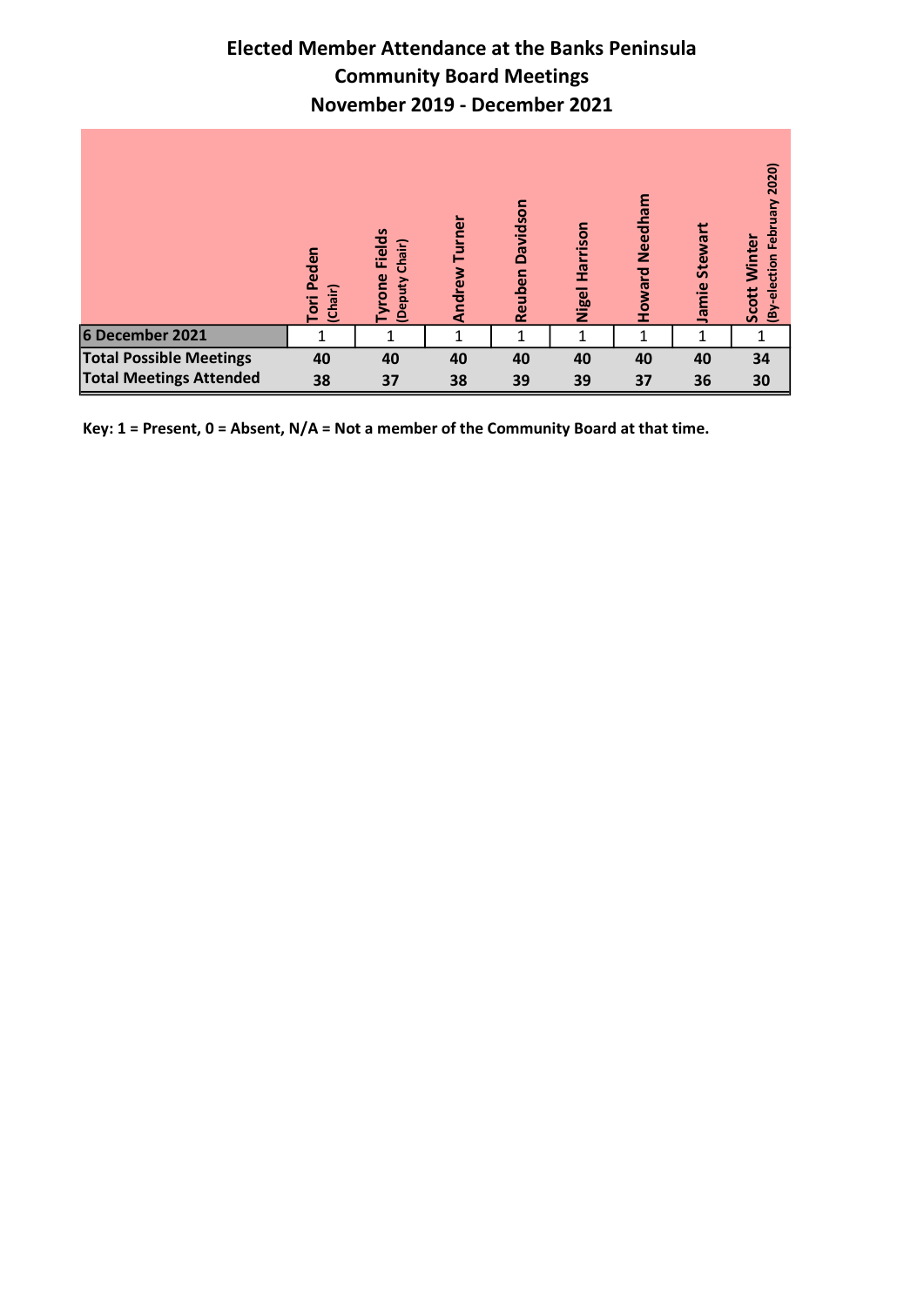# Elected Member Attendance at the Banks Peninsula Community Board Meetings November 2019 - December 2021

| | Tori Peden (Chair) | Tyrone Fields (Deputy Chair) | Andrew Turner | Reuben Davidson | Nigel Harrison | Howard Needham | Jamie Stewart | Scott Winter (By-election February 2020) |
|---|---|---|---|---|---|---|---|---|
| 6 December 2021 | 1 | 1 | 1 | 1 | 1 | 1 | 1 | 1 |
| **Total Possible Meetings** | **40** | **40** | **40** | **40** | **40** | **40** | **40** | **34** |
| **Total Meetings Attended** | **38** | **37** | **38** | **39** | **39** | **37** | **36** | **30** |

**Key: 1 = Present, 0 = Absent, N/A = Not a member of the Community Board at that time.**